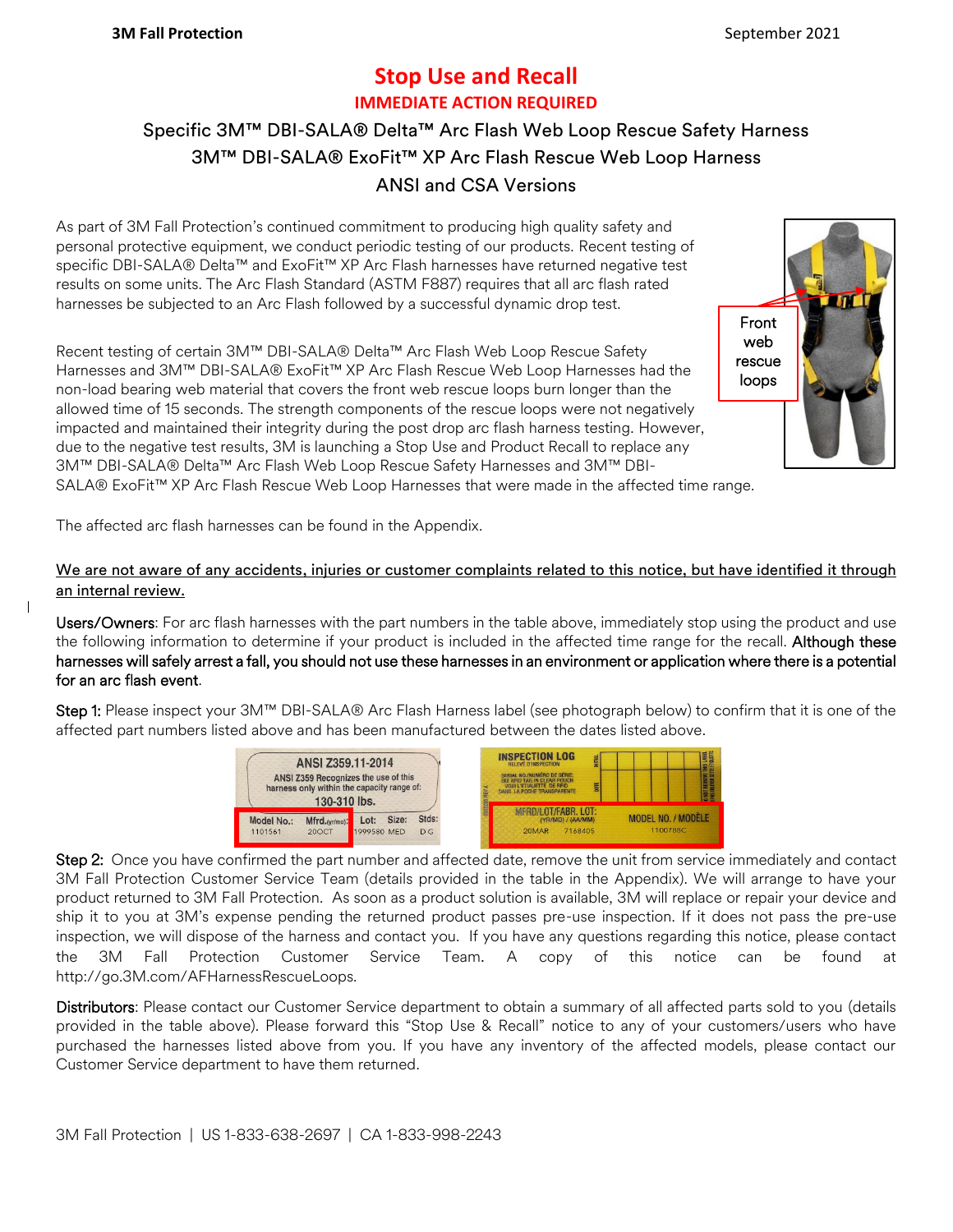# Stop Use and Recall

## IMMEDIATE ACTION REQUIRED

### Specific 3M™ DBI-SALA® Delta™ Arc Flash Web Loop Rescue Safety Harness
### 3M™ DBI-SALA® ExoFit™ XP Arc Flash Rescue Web Loop Harness
### ANSI and CSA Versions

As part of 3M Fall Protection's continued commitment to producing high quality safety and personal protective equipment, we conduct periodic testing of our products. Recent testing of specific DBI-SALA® Delta™ and ExoFit™ XP Arc Flash harnesses have returned negative test results on some units. The Arc Flash Standard (ASTM F887) requires that all arc flash rated harnesses be subjected to an Arc Flash followed by a successful dynamic drop test.

Front web rescue loops

Recent testing of certain 3M™ DBI-SALA® Delta™ Arc Flash Web Loop Rescue Safety Harnesses and 3M™ DBI-SALA® ExoFit™ XP Arc Flash Rescue Web Loop Harnesses had the non-load bearing web material that covers the front web rescue loops burn longer than the allowed time of 15 seconds. The strength components of the rescue loops were not negatively impacted and maintained their integrity during the post drop arc flash harness testing. However, due to the negative test results, 3M is launching a Stop Use and Product Recall to replace any 3M™ DBI-SALA® Delta™ Arc Flash Web Loop Rescue Safety Harnesses and 3M™ DBI-SALA® ExoFit™ XP Arc Flash Rescue Web Loop Harnesses that were made in the affected time range.

The affected arc flash harnesses can be found in the Appendix.

<u>We are not aware of any accidents, injuries or customer complaints related to this notice, but have identified it through an internal review.</u>

**Users/Owners**: For arc flash harnesses with the part numbers in the table above, immediately stop using the product and use the following information to determine if your product is included in the affected time range for the recall. **Although these harnesses will safely arrest a fall, you should not use these harnesses in an environment or application where there is a potential for an arc flash event**.

**Step 1:** Please inspect your 3M™ DBI-SALA® Arc Flash Harness label (see photograph below) to confirm that it is one of the affected part numbers listed above and has been manufactured between the dates listed above.

ANSI Z359.11-2014
ANSI Z359 Recognizes the use of this harness only within the capacity range of: 130-310 lbs.
Model No.: 1101561 | Mfrd.(yr/mo): 20OCT | Lot: 1999580 | Size: MED | Stds: DG

INSPECTION LOG
MFRD/LOT/FABR. LOT: (YR/MO) / (AA/MM) 20MAR 7168405 | MODEL NO. / MODÈLE 1100788C

**Step 2:** Once you have confirmed the part number and affected date, remove the unit from service immediately and contact 3M Fall Protection Customer Service Team (details provided in the table in the Appendix). We will arrange to have your product returned to 3M Fall Protection. As soon as a product solution is available, 3M will replace or repair your device and ship it to you at 3M's expense pending the returned product passes pre-use inspection. If it does not pass the pre-use inspection, we will dispose of the harness and contact you. If you have any questions regarding this notice, please contact the 3M Fall Protection Customer Service Team. A copy of this notice can be found at http://go.3M.com/AFHarnessRescueLoops.

**Distributors**: Please contact our Customer Service department to obtain a summary of all affected parts sold to you (details provided in the table above). Please forward this "Stop Use & Recall" notice to any of your customers/users who have purchased the harnesses listed above from you. If you have any inventory of the affected models, please contact our Customer Service department to have them returned.

3M Fall Protection | US 1-833-638-2697 | CA 1-833-998-2243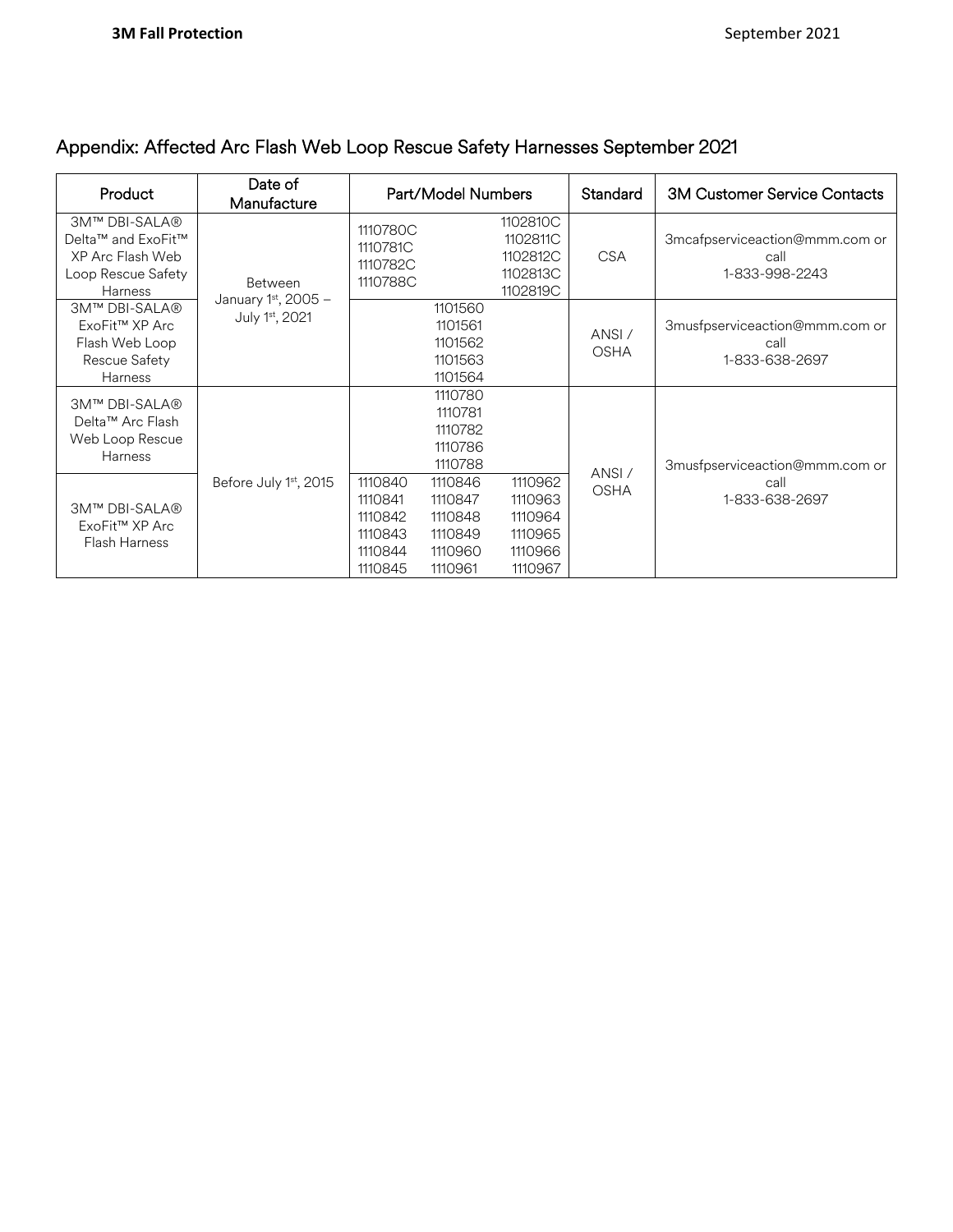## Appendix: Affected Arc Flash Web Loop Rescue Safety Harnesses September 2021

| Product | Date of Manufacture | Part/Model Numbers | Standard | 3M Customer Service Contacts |
|---|---|---|---|---|
| 3M™ DBI-SALA® Delta™ and ExoFit™ XP Arc Flash Web Loop Rescue Safety Harness | Between January 1st, 2005 – July 1st, 2021 | 1110780C 1110781C 1110782C 1110788C 1102810C 1102811C 1102812C 1102813C 1102819C | CSA | 3mcafpserviceaction@mmm.com or call 1-833-998-2243 |
| 3M™ DBI-SALA® ExoFit™ XP Arc Flash Web Loop Rescue Safety Harness | Between January 1st, 2005 – July 1st, 2021 | 1101560 1101561 1101562 1101563 1101564 | ANSI / OSHA | 3musfpserviceaction@mmm.com or call 1-833-638-2697 |
| 3M™ DBI-SALA® Delta™ Arc Flash Web Loop Rescue Harness | Before July 1st, 2015 | 1110780 1110781 1110782 1110786 1110788 | ANSI / OSHA | 3musfpserviceaction@mmm.com or call 1-833-638-2697 |
| 3M™ DBI-SALA® ExoFit™ XP Arc Flash Harness | Before July 1st, 2015 | 1110840 1110841 1110842 1110843 1110844 1110845 1110846 1110847 1110848 1110849 1110960 1110961 1110962 1110963 1110964 1110965 1110966 1110967 | ANSI / OSHA | 3musfpserviceaction@mmm.com or call 1-833-638-2697 |